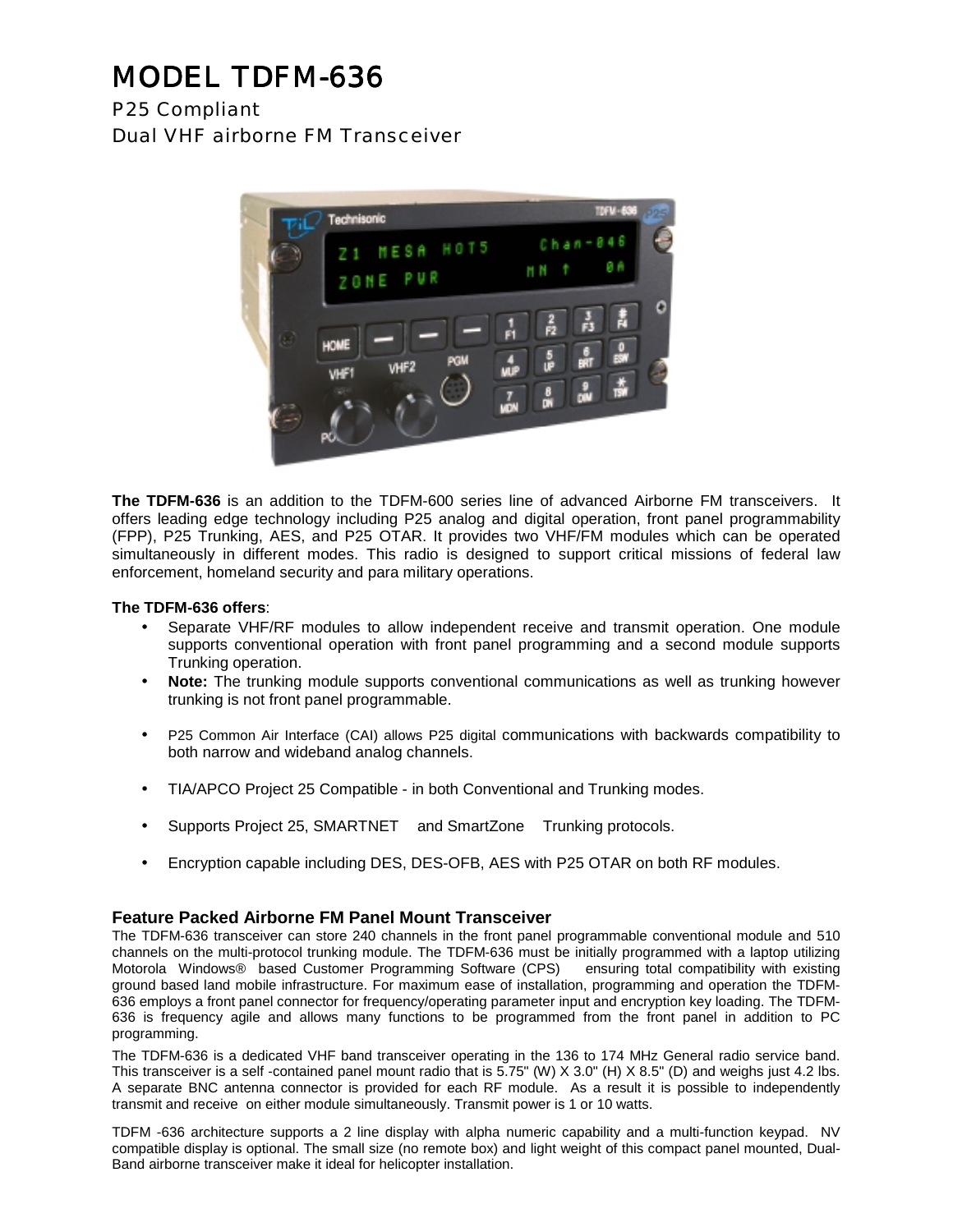# MODEL TDFM-636

P25 Compliant
Dual VHF airborne FM Transceiver

**The TDFM-636** is an addition to the TDFM-600 series line of advanced Airborne FM transceivers. It offers leading edge technology including P25 analog and digital operation, front panel programmability (FPP), P25 Trunking, AES, and P25 OTAR. It provides two VHF/FM modules which can be operated simultaneously in different modes. This radio is designed to support critical missions of federal law enforcement, homeland security and para military operations.

**The TDFM-636 offers**:

- Separate VHF/RF modules to allow independent receive and transmit operation. One module supports conventional operation with front panel programming and a second module supports Trunking operation.
- **Note:** The trunking module supports conventional communications as well as trunking however trunking is not front panel programmable.
- P25 Common Air Interface (CAI) allows P25 digital communications with backwards compatibility to both narrow and wideband analog channels.
- TIA/APCO Project 25 Compatible - in both Conventional and Trunking modes.
- Supports Project 25, SMARTNET and SmartZone Trunking protocols.
- Encryption capable including DES, DES-OFB, AES with P25 OTAR on both RF modules.

### Feature Packed Airborne FM Panel Mount Transceiver

The TDFM-636 transceiver can store 240 channels in the front panel programmable conventional module and 510 channels on the multi-protocol trunking module. The TDFM-636 must be initially programmed with a laptop utilizing Motorola Windows® based Customer Programming Software (CPS) ensuring total compatibility with existing ground based land mobile infrastructure. For maximum ease of installation, programming and operation the TDFM-636 employs a front panel connector for frequency/operating parameter input and encryption key loading. The TDFM-636 is frequency agile and allows many functions to be programmed from the front panel in addition to PC programming.

The TDFM-636 is a dedicated VHF band transceiver operating in the 136 to 174 MHz General radio service band. This transceiver is a self -contained panel mount radio that is 5.75" (W) X 3.0" (H) X 8.5" (D) and weighs just 4.2 lbs. A separate BNC antenna connector is provided for each RF module. As a result it is possible to independently transmit and receive on either module simultaneously. Transmit power is 1 or 10 watts.

TDFM -636 architecture supports a 2 line display with alpha numeric capability and a multi-function keypad. NV compatible display is optional. The small size (no remote box) and light weight of this compact panel mounted, Dual-Band airborne transceiver make it ideal for helicopter installation.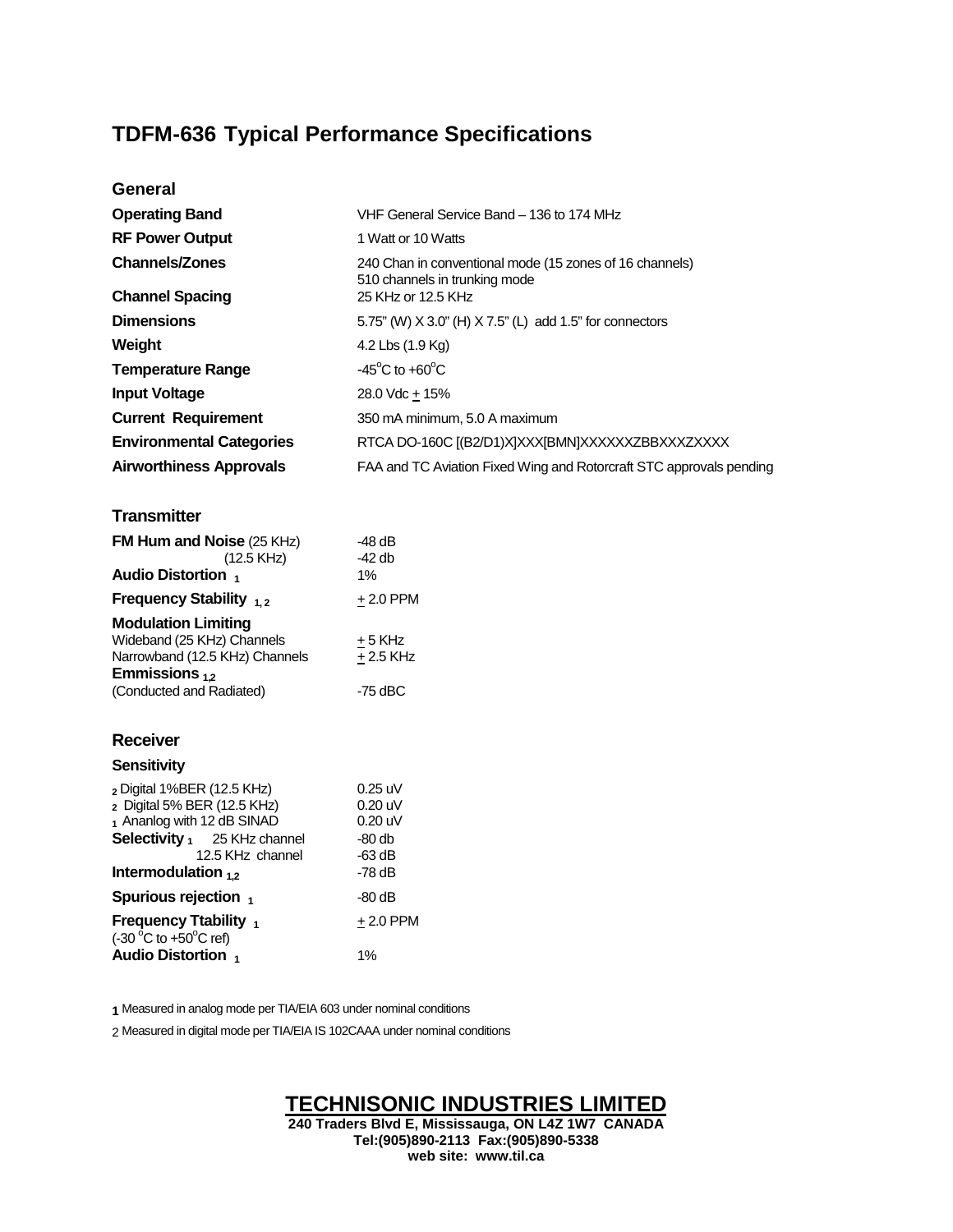# TDFM-636 Typical Performance Specifications

## General

| | |
|---|---|
| **Operating Band** | VHF General Service Band – 136 to 174 MHz |
| **RF Power Output** | 1 Watt or 10 Watts |
| **Channels/Zones** | 240 Chan in conventional mode (15 zones of 16 channels) 510 channels in trunking mode |
| **Channel Spacing** | 25 KHz or 12.5 KHz |
| **Dimensions** | 5.75" (W) X 3.0" (H) X 7.5" (L) add 1.5" for connectors |
| **Weight** | 4.2 Lbs (1.9 Kg) |
| **Temperature Range** | -45°C to +60°C |
| **Input Voltage** | 28.0 Vdc ± 15% |
| **Current Requirement** | 350 mA minimum, 5.0 A maximum |
| **Environmental Categories** | RTCA DO-160C [(B2/D1)X]XXX[BMN]XXXXXXZBBXXXZXXXX |
| **Airworthiness Approvals** | FAA and TC Aviation Fixed Wing and Rotorcraft STC approvals pending |

## Transmitter

| | |
|---|---|
| **FM Hum and Noise** (25 KHz) | -48 dB |
| (12.5 KHz) | -42 db |
| **Audio Distortion** [1] | 1% |
| **Frequency Stability** [1, 2] | ± 2.0 PPM |
| **Modulation Limiting** | |
| Wideband (25 KHz) Channels | ± 5 KHz |
| Narrowband (12.5 KHz) Channels | ± 2.5 KHz |
| **Emmissions** [1,2] | |
| (Conducted and Radiated) | -75 dBC |

## Receiver

| | |
|---|---|
| **Sensitivity** | |
| [2] Digital 1%BER (12.5 KHz) | 0.25 uV |
| [2] Digital 5% BER (12.5 KHz) | 0.20 uV |
| [1] Ananlog with 12 dB SINAD | 0.20 uV |
| **Selectivity** [1] 25 KHz channel | -80 db |
| 12.5 KHz channel | -63 dB |
| **Intermodulation** [1,2] | -78 dB |
| **Spurious rejection** [1] | -80 dB |
| **Frequency Ttability** [1] (-30 °C to +50°C ref) | ± 2.0 PPM |
| **Audio Distortion** [1] | 1% |

**1** Measured in analog mode per TIA/EIA 603 under nominal conditions

2 Measured in digital mode per TIA/EIA IS 102CAAA under nominal conditions

**TECHNISONIC INDUSTRIES LIMITED**
**240 Traders Blvd E, Mississauga, ON L4Z 1W7 CANADA**
**Tel:(905)890-2113 Fax:(905)890-5338**
**web site: www.til.ca**